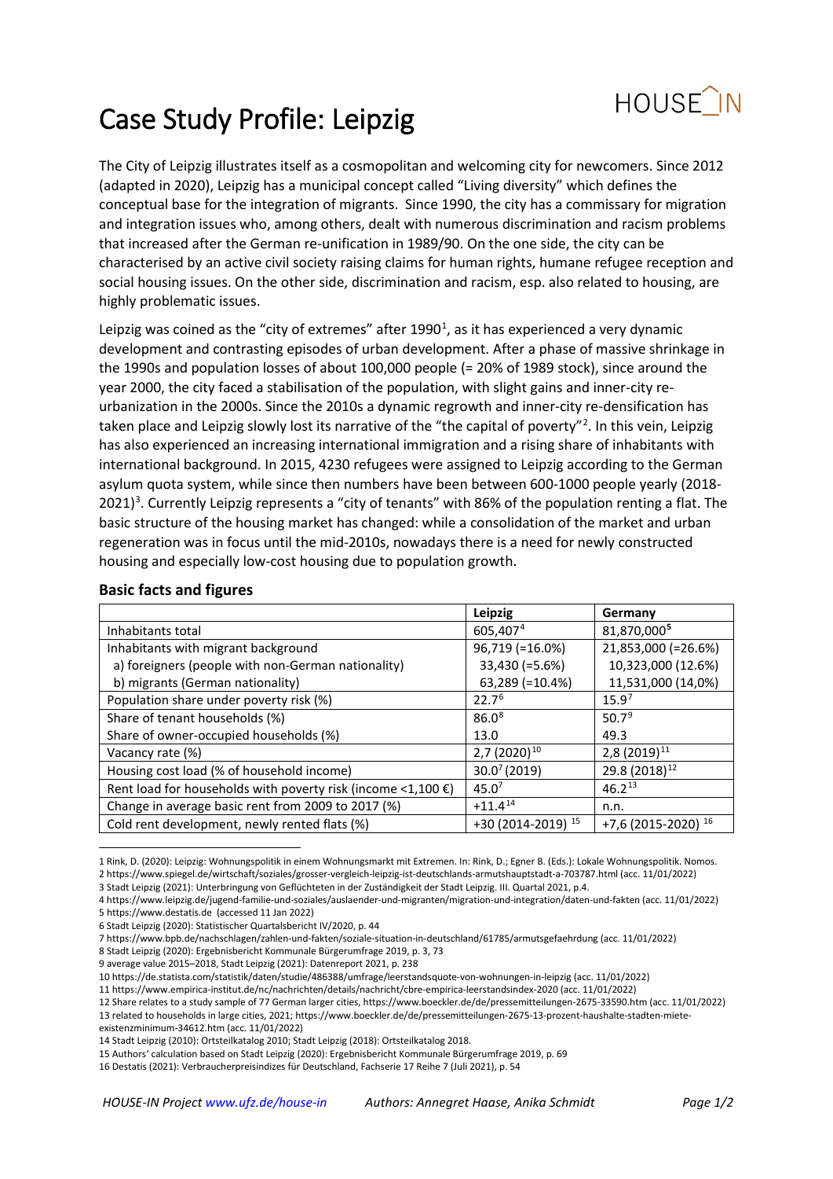# Case Study Profile: Leipzig

The City of Leipzig illustrates itself as a cosmopolitan and welcoming city for newcomers. Since 2012 (adapted in 2020), Leipzig has a municipal concept called "Living diversity" which defines the conceptual base for the integration of migrants. Since 1990, the city has a commissary for migration and integration issues who, among others, dealt with numerous discrimination and racism problems that increased after the German re-unification in 1989/90. On the one side, the city can be characterised by an active civil society raising claims for human rights, humane refugee reception and social housing issues. On the other side, discrimination and racism, esp. also related to housing, are highly problematic issues.

Leipzig was coined as the "city of extremes" after 1990[1], as it has experienced a very dynamic development and contrasting episodes of urban development. After a phase of massive shrinkage in the 1990s and population losses of about 100,000 people (= 20% of 1989 stock), since around the year 2000, the city faced a stabilisation of the population, with slight gains and inner-city re-urbanization in the 2000s. Since the 2010s a dynamic regrowth and inner-city re-densification has taken place and Leipzig slowly lost its narrative of the "the capital of poverty"[2]. In this vein, Leipzig has also experienced an increasing international immigration and a rising share of inhabitants with international background. In 2015, 4230 refugees were assigned to Leipzig according to the German asylum quota system, while since then numbers have been between 600-1000 people yearly (2018-2021)[3]. Currently Leipzig represents a "city of tenants" with 86% of the population renting a flat. The basic structure of the housing market has changed: while a consolidation of the market and urban regeneration was in focus until the mid-2010s, nowadays there is a need for newly constructed housing and especially low-cost housing due to population growth.

## Basic facts and figures

| | Leipzig | Germany |
|---|---|---|
| Inhabitants total | 605,407[4] | 81,870,000[5] |
| Inhabitants with migrant background | 96,719 (=16.0%) | 21,853,000 (=26.6%) |
| a) foreigners (people with non-German nationality) | 33,430 (=5.6%) | 10,323,000 (12.6%) |
| b) migrants (German nationality) | 63,289 (=10.4%) | 11,531,000 (14,0%) |
| Population share under poverty risk (%) | 22.7[6] | 15.9[7] |
| Share of tenant households (%) | 86.0[8] | 50.7[9] |
| Share of owner-occupied households (%) | 13.0 | 49.3 |
| Vacancy rate (%) | 2,7 (2020)[10] | 2,8 (2019)[11] |
| Housing cost load (% of household income) | 30.0[7] (2019) | 29.8 (2018)[12] |
| Rent load for households with poverty risk (income <1,100 €) | 45.0[7] | 46.2[13] |
| Change in average basic rent from 2009 to 2017 (%) | +11.4[14] | n.n. |
| Cold rent development, newly rented flats (%) | +30 (2014-2019) [15] | +7,6 (2015-2020) [16] |

---

1 Rink, D. (2020): Leipzig: Wohnungspolitik in einem Wohnungsmarkt mit Extremen. In: Rink, D.; Egner B. (Eds.): Lokale Wohnungspolitik. Nomos.
2 https://www.spiegel.de/wirtschaft/soziales/grosser-vergleich-leipzig-ist-deutschlands-armutshauptstadt-a-703787.html (acc. 11/01/2022)
3 Stadt Leipzig (2021): Unterbringung von Geflüchteten in der Zuständigkeit der Stadt Leipzig. III. Quartal 2021, p.4.
4 https://www.leipzig.de/jugend-familie-und-soziales/auslaender-und-migranten/migration-und-integration/daten-und-fakten (acc. 11/01/2022)
5 https://www.destatis.de (accessed 11 Jan 2022)
6 Stadt Leipzig (2020): Statistischer Quartalsbericht IV/2020, p. 44
7 https://www.bpb.de/nachschlagen/zahlen-und-fakten/soziale-situation-in-deutschland/61785/armutsgefaehrdung (acc. 11/01/2022)
8 Stadt Leipzig (2020): Ergebnisbericht Kommunale Bürgerumfrage 2019, p. 3, 73
9 average value 2015–2018, Stadt Leipzig (2021): Datenreport 2021, p. 238
10 https://de.statista.com/statistik/daten/studie/486388/umfrage/leerstandsquote-von-wohnungen-in-leipzig (acc. 11/01/2022)
11 https://www.empirica-institut.de/nc/nachrichten/details/nachricht/cbre-empirica-leerstandsindex-2020 (acc. 11/01/2022)
12 Share relates to a study sample of 77 German larger cities, https://www.boeckler.de/de/pressemitteilungen-2675-33590.htm (acc. 11/01/2022)
13 related to households in large cities, 2021; https://www.boeckler.de/de/pressemitteilungen-2675-13-prozent-haushalte-stadten-miete-existenzminimum-34612.htm (acc. 11/01/2022)
14 Stadt Leipzig (2010): Ortsteilkatalog 2010; Stadt Leipzig (2018): Ortsteilkatalog 2018.
15 Authors' calculation based on Stadt Leipzig (2020): Ergebnisbericht Kommunale Bürgerumfrage 2019, p. 69
16 Destatis (2021): Verbraucherpreisindizes für Deutschland, Fachserie 17 Reihe 7 (Juli 2021), p. 54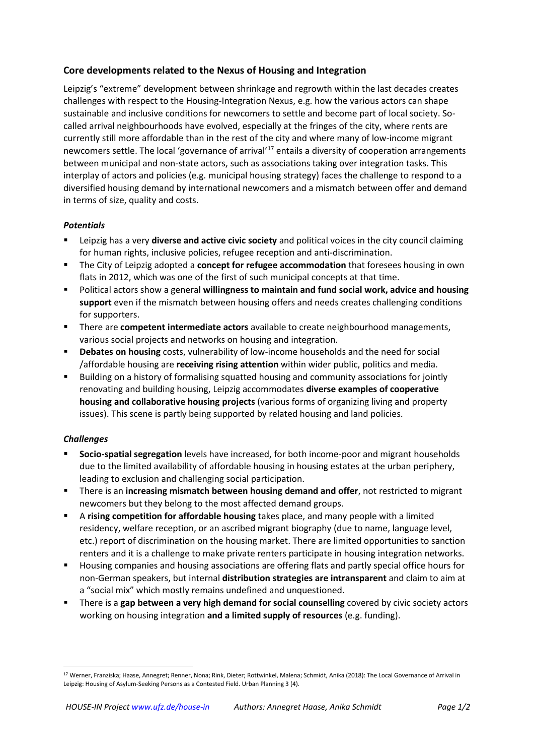## Core developments related to the Nexus of Housing and Integration

Leipzig's "extreme" development between shrinkage and regrowth within the last decades creates challenges with respect to the Housing-Integration Nexus, e.g. how the various actors can shape sustainable and inclusive conditions for newcomers to settle and become part of local society. So-called arrival neighbourhoods have evolved, especially at the fringes of the city, where rents are currently still more affordable than in the rest of the city and where many of low-income migrant newcomers settle. The local 'governance of arrival'[17] entails a diversity of cooperation arrangements between municipal and non-state actors, such as associations taking over integration tasks. This interplay of actors and policies (e.g. municipal housing strategy) faces the challenge to respond to a diversified housing demand by international newcomers and a mismatch between offer and demand in terms of size, quality and costs.

### *Potentials*

- Leipzig has a very **diverse and active civic society** and political voices in the city council claiming for human rights, inclusive policies, refugee reception and anti-discrimination.
- The City of Leipzig adopted a **concept for refugee accommodation** that foresees housing in own flats in 2012, which was one of the first of such municipal concepts at that time.
- Political actors show a general **willingness to maintain and fund social work, advice and housing support** even if the mismatch between housing offers and needs creates challenging conditions for supporters.
- There are **competent intermediate actors** available to create neighbourhood managements, various social projects and networks on housing and integration.
- **Debates on housing** costs, vulnerability of low-income households and the need for social /affordable housing are **receiving rising attention** within wider public, politics and media.
- Building on a history of formalising squatted housing and community associations for jointly renovating and building housing, Leipzig accommodates **diverse examples of cooperative housing and collaborative housing projects** (various forms of organizing living and property issues). This scene is partly being supported by related housing and land policies.

### *Challenges*

- **Socio-spatial segregation** levels have increased, for both income-poor and migrant households due to the limited availability of affordable housing in housing estates at the urban periphery, leading to exclusion and challenging social participation.
- There is an **increasing mismatch between housing demand and offer**, not restricted to migrant newcomers but they belong to the most affected demand groups.
- A **rising competition for affordable housing** takes place, and many people with a limited residency, welfare reception, or an ascribed migrant biography (due to name, language level, etc.) report of discrimination on the housing market. There are limited opportunities to sanction renters and it is a challenge to make private renters participate in housing integration networks.
- Housing companies and housing associations are offering flats and partly special office hours for non-German speakers, but internal **distribution strategies are intransparent** and claim to aim at a "social mix" which mostly remains undefined and unquestioned.
- There is a **gap between a very high demand for social counselling** covered by civic society actors working on housing integration **and a limited supply of resources** (e.g. funding).

[17] Werner, Franziska; Haase, Annegret; Renner, Nona; Rink, Dieter; Rottwinkel, Malena; Schmidt, Anika (2018): The Local Governance of Arrival in Leipzig: Housing of Asylum-Seeking Persons as a Contested Field. Urban Planning 3 (4).